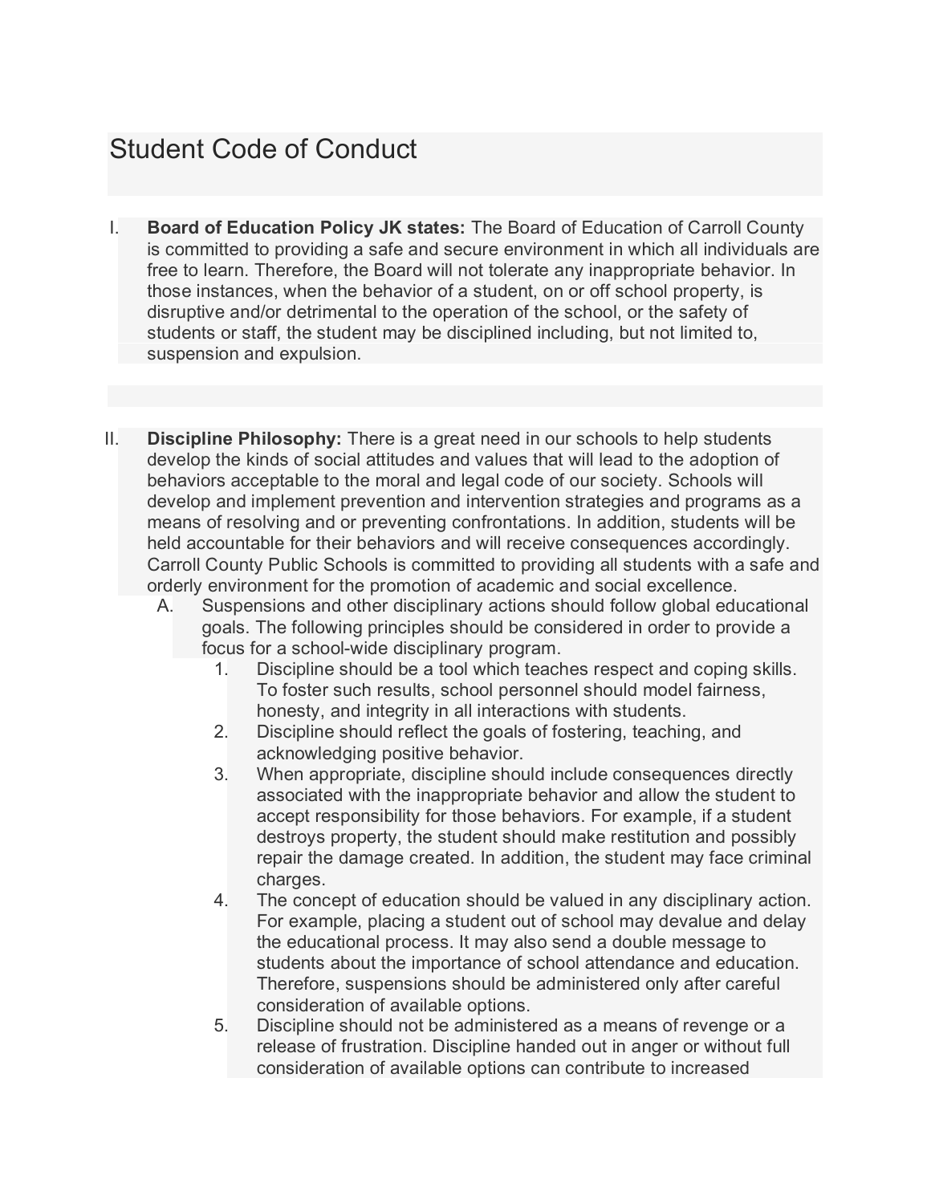# Student Code of Conduct

I. **Board of Education Policy JK states:** The Board of Education of Carroll County is committed to providing a safe and secure environment in which all individuals are free to learn. Therefore, the Board will not tolerate any inappropriate behavior. In those instances, when the behavior of a student, on or off school property, is disruptive and/or detrimental to the operation of the school, or the safety of students or staff, the student may be disciplined including, but not limited to, suspension and expulsion.

II. **Discipline Philosophy:** There is a great need in our schools to help students develop the kinds of social attitudes and values that will lead to the adoption of behaviors acceptable to the moral and legal code of our society. Schools will develop and implement prevention and intervention strategies and programs as a means of resolving and or preventing confrontations. In addition, students will be held accountable for their behaviors and will receive consequences accordingly. Carroll County Public Schools is committed to providing all students with a safe and orderly environment for the promotion of academic and social excellence.

   A. Suspensions and other disciplinary actions should follow global educational goals. The following principles should be considered in order to provide a focus for a school-wide disciplinary program.

      1. Discipline should be a tool which teaches respect and coping skills. To foster such results, school personnel should model fairness, honesty, and integrity in all interactions with students.
      2. Discipline should reflect the goals of fostering, teaching, and acknowledging positive behavior.
      3. When appropriate, discipline should include consequences directly associated with the inappropriate behavior and allow the student to accept responsibility for those behaviors. For example, if a student destroys property, the student should make restitution and possibly repair the damage created. In addition, the student may face criminal charges.
      4. The concept of education should be valued in any disciplinary action. For example, placing a student out of school may devalue and delay the educational process. It may also send a double message to students about the importance of school attendance and education. Therefore, suspensions should be administered only after careful consideration of available options.
      5. Discipline should not be administered as a means of revenge or a release of frustration. Discipline handed out in anger or without full consideration of available options can contribute to increased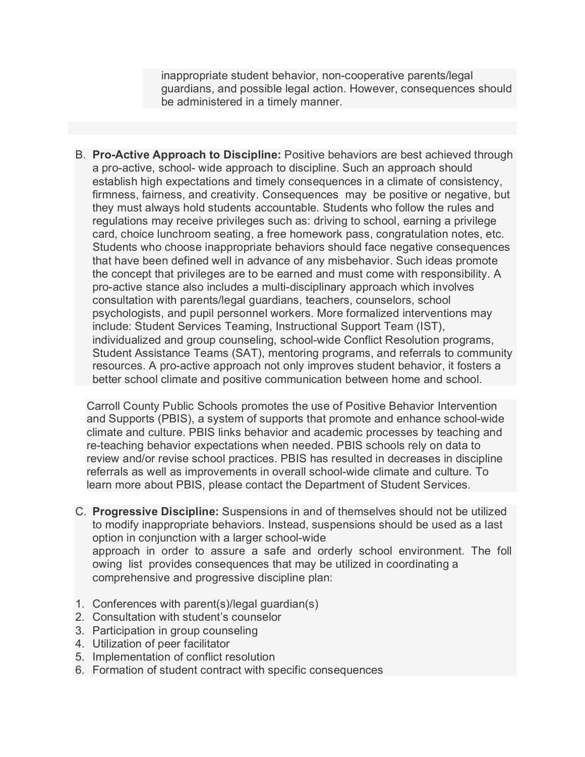inappropriate student behavior, non-cooperative parents/legal guardians, and possible legal action. However, consequences should be administered in a timely manner.

B. **Pro-Active Approach to Discipline:** Positive behaviors are best achieved through a pro-active, school- wide approach to discipline. Such an approach should establish high expectations and timely consequences in a climate of consistency, firmness, fairness, and creativity. Consequences may be positive or negative, but they must always hold students accountable. Students who follow the rules and regulations may receive privileges such as: driving to school, earning a privilege card, choice lunchroom seating, a free homework pass, congratulation notes, etc. Students who choose inappropriate behaviors should face negative consequences that have been defined well in advance of any misbehavior. Such ideas promote the concept that privileges are to be earned and must come with responsibility. A pro-active stance also includes a multi-disciplinary approach which involves consultation with parents/legal guardians, teachers, counselors, school psychologists, and pupil personnel workers. More formalized interventions may include: Student Services Teaming, Instructional Support Team (IST), individualized and group counseling, school-wide Conflict Resolution programs, Student Assistance Teams (SAT), mentoring programs, and referrals to community resources. A pro-active approach not only improves student behavior, it fosters a better school climate and positive communication between home and school.

Carroll County Public Schools promotes the use of Positive Behavior Intervention and Supports (PBIS), a system of supports that promote and enhance school-wide climate and culture. PBIS links behavior and academic processes by teaching and re-teaching behavior expectations when needed. PBIS schools rely on data to review and/or revise school practices. PBIS has resulted in decreases in discipline referrals as well as improvements in overall school-wide climate and culture. To learn more about PBIS, please contact the Department of Student Services.

C. **Progressive Discipline:** Suspensions in and of themselves should not be utilized to modify inappropriate behaviors. Instead, suspensions should be used as a last option in conjunction with a larger school-wide approach in order to assure a safe and orderly school environment. The following list provides consequences that may be utilized in coordinating a comprehensive and progressive discipline plan:

1. Conferences with parent(s)/legal guardian(s)
2. Consultation with student's counselor
3. Participation in group counseling
4. Utilization of peer facilitator
5. Implementation of conflict resolution
6. Formation of student contract with specific consequences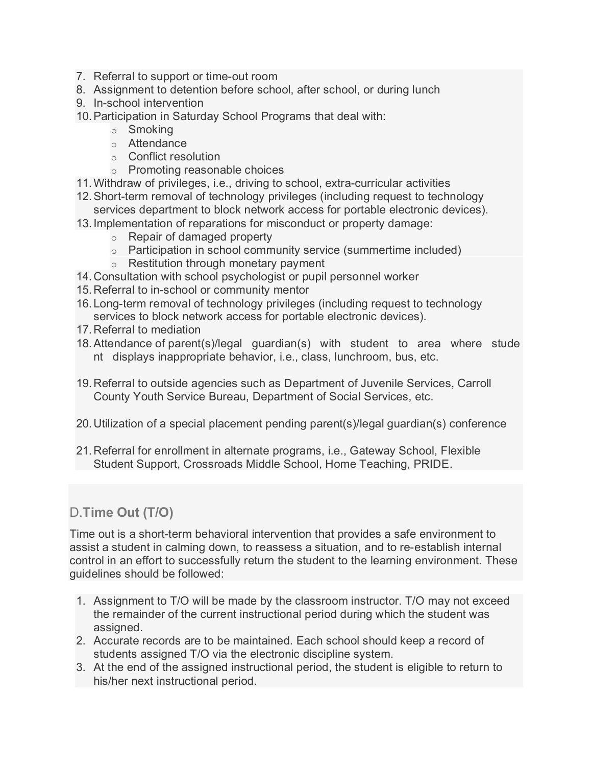7. Referral to support or time-out room
8. Assignment to detention before school, after school, or during lunch
9. In-school intervention
10. Participation in Saturday School Programs that deal with:
    - Smoking
    - Attendance
    - Conflict resolution
    - Promoting reasonable choices
11. Withdraw of privileges, i.e., driving to school, extra-curricular activities
12. Short-term removal of technology privileges (including request to technology services department to block network access for portable electronic devices).
13. Implementation of reparations for misconduct or property damage:
    - Repair of damaged property
    - Participation in school community service (summertime included)
    - Restitution through monetary payment
14. Consultation with school psychologist or pupil personnel worker
15. Referral to in-school or community mentor
16. Long-term removal of technology privileges (including request to technology services to block network access for portable electronic devices).
17. Referral to mediation
18. Attendance of parent(s)/legal guardian(s) with student to area where stude nt displays inappropriate behavior, i.e., class, lunchroom, bus, etc.
19. Referral to outside agencies such as Department of Juvenile Services, Carroll County Youth Service Bureau, Department of Social Services, etc.
20. Utilization of a special placement pending parent(s)/legal guardian(s) conference
21. Referral for enrollment in alternate programs, i.e., Gateway School, Flexible Student Support, Crossroads Middle School, Home Teaching, PRIDE.

## D. Time Out (T/O)

Time out is a short-term behavioral intervention that provides a safe environment to assist a student in calming down, to reassess a situation, and to re-establish internal control in an effort to successfully return the student to the learning environment. These guidelines should be followed:

1. Assignment to T/O will be made by the classroom instructor. T/O may not exceed the remainder of the current instructional period during which the student was assigned.
2. Accurate records are to be maintained. Each school should keep a record of students assigned T/O via the electronic discipline system.
3. At the end of the assigned instructional period, the student is eligible to return to his/her next instructional period.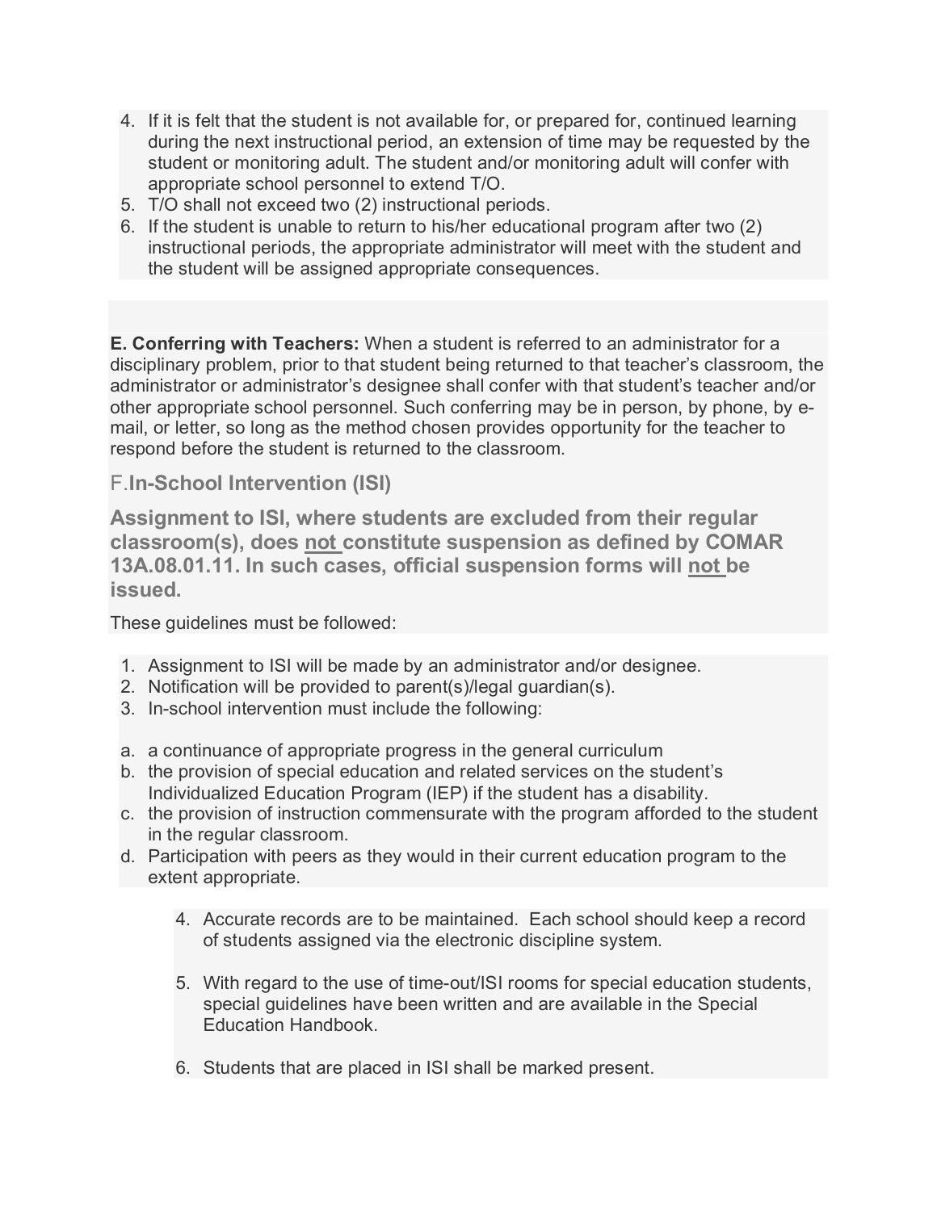4. If it is felt that the student is not available for, or prepared for, continued learning during the next instructional period, an extension of time may be requested by the student or monitoring adult. The student and/or monitoring adult will confer with appropriate school personnel to extend T/O.
5. T/O shall not exceed two (2) instructional periods.
6. If the student is unable to return to his/her educational program after two (2) instructional periods, the appropriate administrator will meet with the student and the student will be assigned appropriate consequences.

**E. Conferring with Teachers:** When a student is referred to an administrator for a disciplinary problem, prior to that student being returned to that teacher's classroom, the administrator or administrator's designee shall confer with that student's teacher and/or other appropriate school personnel. Such conferring may be in person, by phone, by e-mail, or letter, so long as the method chosen provides opportunity for the teacher to respond before the student is returned to the classroom.

### F. In-School Intervention (ISI)

**Assignment to ISI, where students are excluded from their regular classroom(s), does <u>not</u> constitute suspension as defined by COMAR 13A.08.01.11. In such cases, official suspension forms will <u>not</u> be issued.**

These guidelines must be followed:

1. Assignment to ISI will be made by an administrator and/or designee.
2. Notification will be provided to parent(s)/legal guardian(s).
3. In-school intervention must include the following:

a. a continuance of appropriate progress in the general curriculum
b. the provision of special education and related services on the student's Individualized Education Program (IEP) if the student has a disability.
c. the provision of instruction commensurate with the program afforded to the student in the regular classroom.
d. Participation with peers as they would in their current education program to the extent appropriate.

4. Accurate records are to be maintained. Each school should keep a record of students assigned via the electronic discipline system.

5. With regard to the use of time-out/ISI rooms for special education students, special guidelines have been written and are available in the Special Education Handbook.

6. Students that are placed in ISI shall be marked present.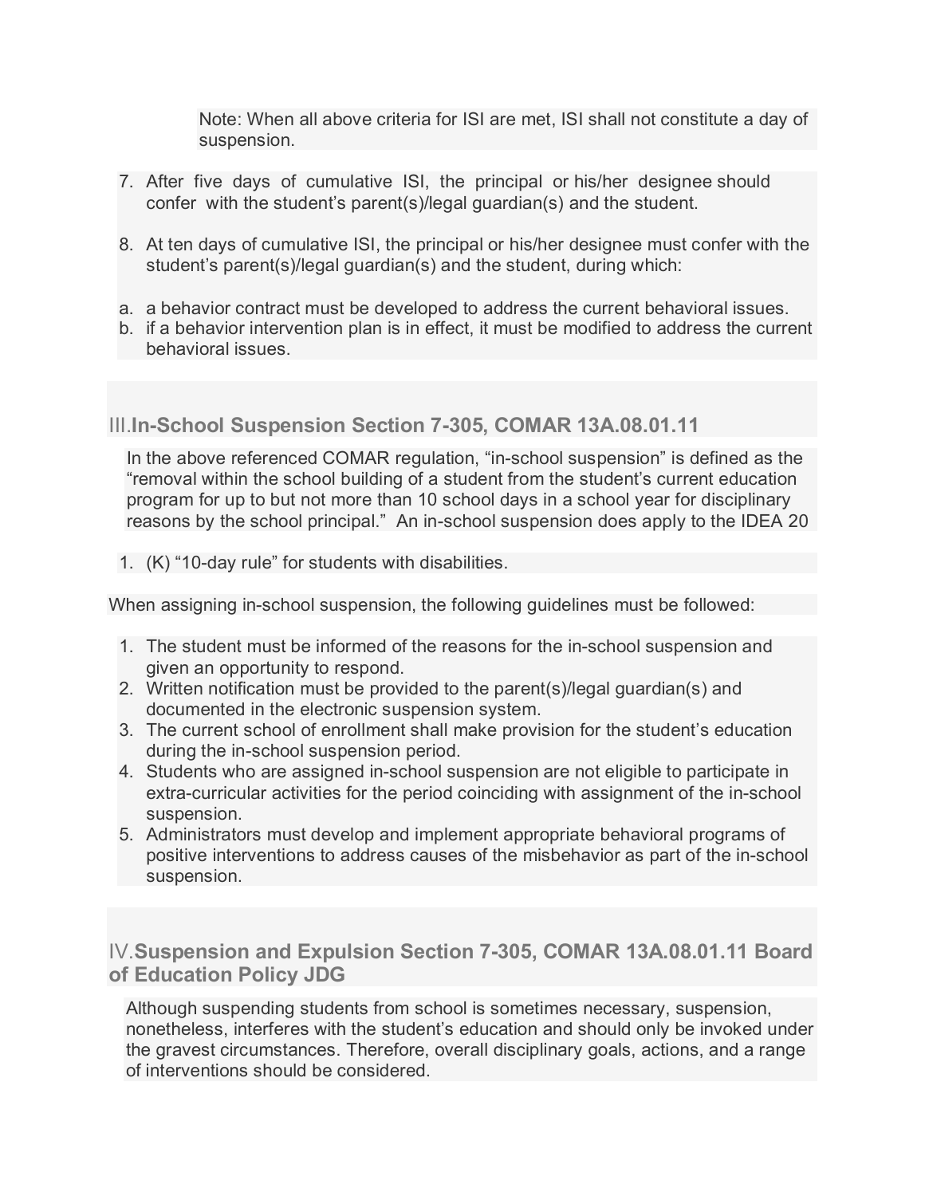Note: When all above criteria for ISI are met, ISI shall not constitute a day of suspension.

7. After five days of cumulative ISI, the principal or his/her designee should confer with the student's parent(s)/legal guardian(s) and the student.

8. At ten days of cumulative ISI, the principal or his/her designee must confer with the student's parent(s)/legal guardian(s) and the student, during which:

a. a behavior contract must be developed to address the current behavioral issues.
b. if a behavior intervention plan is in effect, it must be modified to address the current behavioral issues.

## III. In-School Suspension Section 7-305, COMAR 13A.08.01.11

In the above referenced COMAR regulation, "in-school suspension" is defined as the "removal within the school building of a student from the student's current education program for up to but not more than 10 school days in a school year for disciplinary reasons by the school principal." An in-school suspension does apply to the IDEA 20

1. (K) "10-day rule" for students with disabilities.

When assigning in-school suspension, the following guidelines must be followed:

1. The student must be informed of the reasons for the in-school suspension and given an opportunity to respond.
2. Written notification must be provided to the parent(s)/legal guardian(s) and documented in the electronic suspension system.
3. The current school of enrollment shall make provision for the student's education during the in-school suspension period.
4. Students who are assigned in-school suspension are not eligible to participate in extra-curricular activities for the period coinciding with assignment of the in-school suspension.
5. Administrators must develop and implement appropriate behavioral programs of positive interventions to address causes of the misbehavior as part of the in-school suspension.

## IV. Suspension and Expulsion Section 7-305, COMAR 13A.08.01.11 Board of Education Policy JDG

Although suspending students from school is sometimes necessary, suspension, nonetheless, interferes with the student's education and should only be invoked under the gravest circumstances. Therefore, overall disciplinary goals, actions, and a range of interventions should be considered.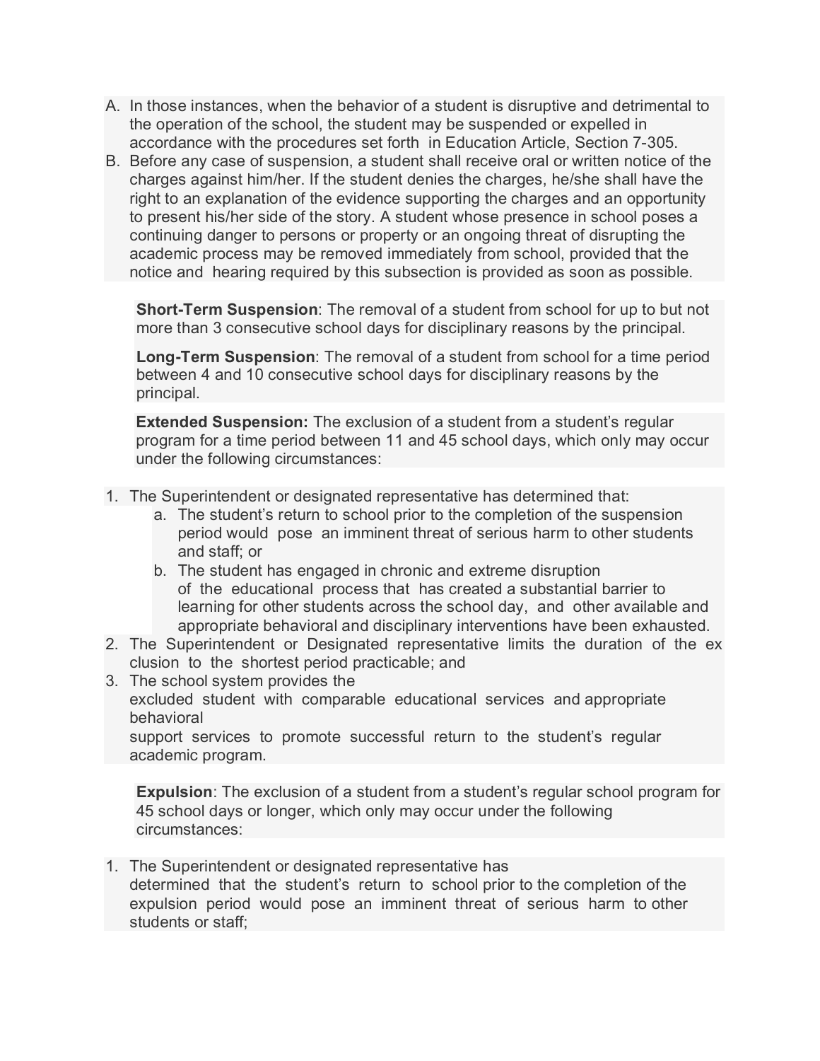A. In those instances, when the behavior of a student is disruptive and detrimental to the operation of the school, the student may be suspended or expelled in accordance with the procedures set forth in Education Article, Section 7-305.
B. Before any case of suspension, a student shall receive oral or written notice of the charges against him/her. If the student denies the charges, he/she shall have the right to an explanation of the evidence supporting the charges and an opportunity to present his/her side of the story. A student whose presence in school poses a continuing danger to persons or property or an ongoing threat of disrupting the academic process may be removed immediately from school, provided that the notice and hearing required by this subsection is provided as soon as possible.

**Short-Term Suspension**: The removal of a student from school for up to but not more than 3 consecutive school days for disciplinary reasons by the principal.

**Long-Term Suspension**: The removal of a student from school for a time period between 4 and 10 consecutive school days for disciplinary reasons by the principal.

**Extended Suspension:** The exclusion of a student from a student's regular program for a time period between 11 and 45 school days, which only may occur under the following circumstances:

1. The Superintendent or designated representative has determined that:
   a. The student's return to school prior to the completion of the suspension period would pose an imminent threat of serious harm to other students and staff; or
   b. The student has engaged in chronic and extreme disruption of the educational process that has created a substantial barrier to learning for other students across the school day, and other available and appropriate behavioral and disciplinary interventions have been exhausted.
2. The Superintendent or Designated representative limits the duration of the exclusion to the shortest period practicable; and
3. The school system provides the excluded student with comparable educational services and appropriate behavioral support services to promote successful return to the student's regular academic program.

**Expulsion**: The exclusion of a student from a student's regular school program for 45 school days or longer, which only may occur under the following circumstances:

1. The Superintendent or designated representative has determined that the student's return to school prior to the completion of the expulsion period would pose an imminent threat of serious harm to other students or staff;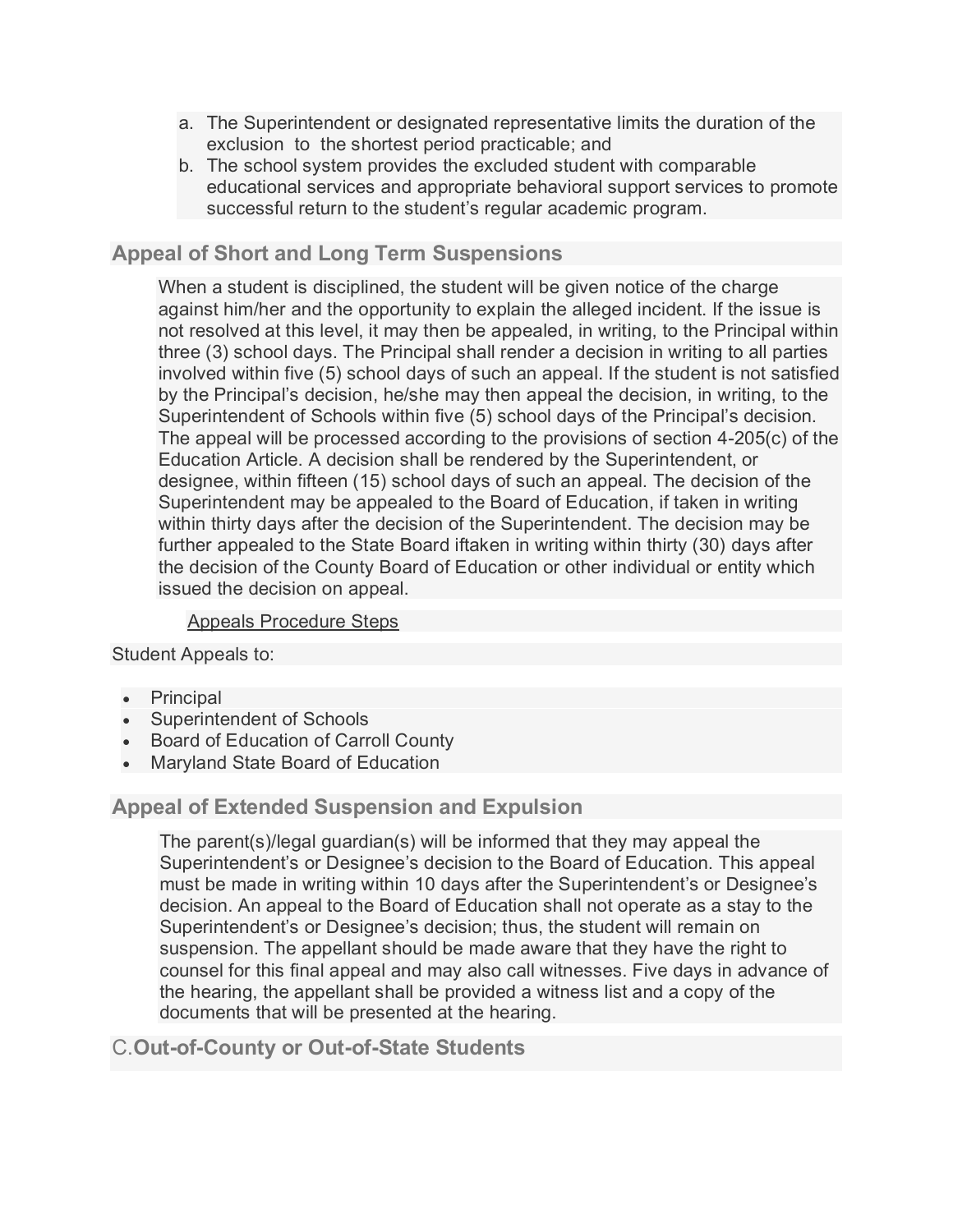a. The Superintendent or designated representative limits the duration of the exclusion to the shortest period practicable; and
b. The school system provides the excluded student with comparable educational services and appropriate behavioral support services to promote successful return to the student's regular academic program.

## Appeal of Short and Long Term Suspensions

When a student is disciplined, the student will be given notice of the charge against him/her and the opportunity to explain the alleged incident. If the issue is not resolved at this level, it may then be appealed, in writing, to the Principal within three (3) school days. The Principal shall render a decision in writing to all parties involved within five (5) school days of such an appeal. If the student is not satisfied by the Principal's decision, he/she may then appeal the decision, in writing, to the Superintendent of Schools within five (5) school days of the Principal's decision. The appeal will be processed according to the provisions of section 4-205(c) of the Education Article. A decision shall be rendered by the Superintendent, or designee, within fifteen (15) school days of such an appeal. The decision of the Superintendent may be appealed to the Board of Education, if taken in writing within thirty days after the decision of the Superintendent. The decision may be further appealed to the State Board iftaken in writing within thirty (30) days after the decision of the County Board of Education or other individual or entity which issued the decision on appeal.

Appeals Procedure Steps

Student Appeals to:

- Principal
- Superintendent of Schools
- Board of Education of Carroll County
- Maryland State Board of Education

## Appeal of Extended Suspension and Expulsion

The parent(s)/legal guardian(s) will be informed that they may appeal the Superintendent's or Designee's decision to the Board of Education. This appeal must be made in writing within 10 days after the Superintendent's or Designee's decision. An appeal to the Board of Education shall not operate as a stay to the Superintendent's or Designee's decision; thus, the student will remain on suspension. The appellant should be made aware that they have the right to counsel for this final appeal and may also call witnesses. Five days in advance of the hearing, the appellant shall be provided a witness list and a copy of the documents that will be presented at the hearing.

## C. Out-of-County or Out-of-State Students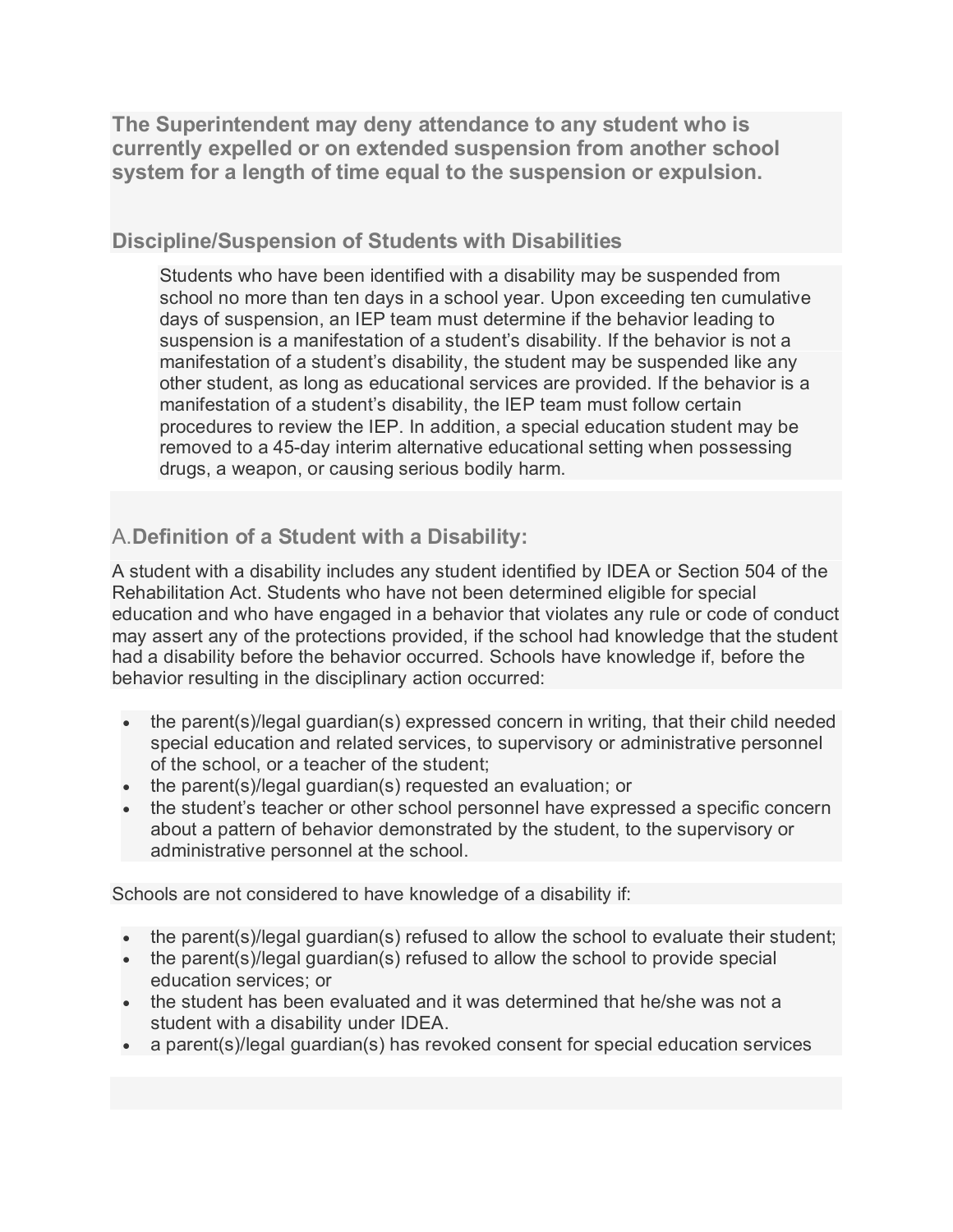**The Superintendent may deny attendance to any student who is currently expelled or on extended suspension from another school system for a length of time equal to the suspension or expulsion.**

## Discipline/Suspension of Students with Disabilities

Students who have been identified with a disability may be suspended from school no more than ten days in a school year. Upon exceeding ten cumulative days of suspension, an IEP team must determine if the behavior leading to suspension is a manifestation of a student's disability. If the behavior is not a manifestation of a student's disability, the student may be suspended like any other student, as long as educational services are provided. If the behavior is a manifestation of a student's disability, the IEP team must follow certain procedures to review the IEP. In addition, a special education student may be removed to a 45-day interim alternative educational setting when possessing drugs, a weapon, or causing serious bodily harm.

## A. **Definition of a Student with a Disability:**

A student with a disability includes any student identified by IDEA or Section 504 of the Rehabilitation Act. Students who have not been determined eligible for special education and who have engaged in a behavior that violates any rule or code of conduct may assert any of the protections provided, if the school had knowledge that the student had a disability before the behavior occurred. Schools have knowledge if, before the behavior resulting in the disciplinary action occurred:

- the parent(s)/legal guardian(s) expressed concern in writing, that their child needed special education and related services, to supervisory or administrative personnel of the school, or a teacher of the student;
- the parent(s)/legal guardian(s) requested an evaluation; or
- the student's teacher or other school personnel have expressed a specific concern about a pattern of behavior demonstrated by the student, to the supervisory or administrative personnel at the school.

Schools are not considered to have knowledge of a disability if:

- the parent(s)/legal guardian(s) refused to allow the school to evaluate their student;
- the parent(s)/legal guardian(s) refused to allow the school to provide special education services; or
- the student has been evaluated and it was determined that he/she was not a student with a disability under IDEA.
- a parent(s)/legal guardian(s) has revoked consent for special education services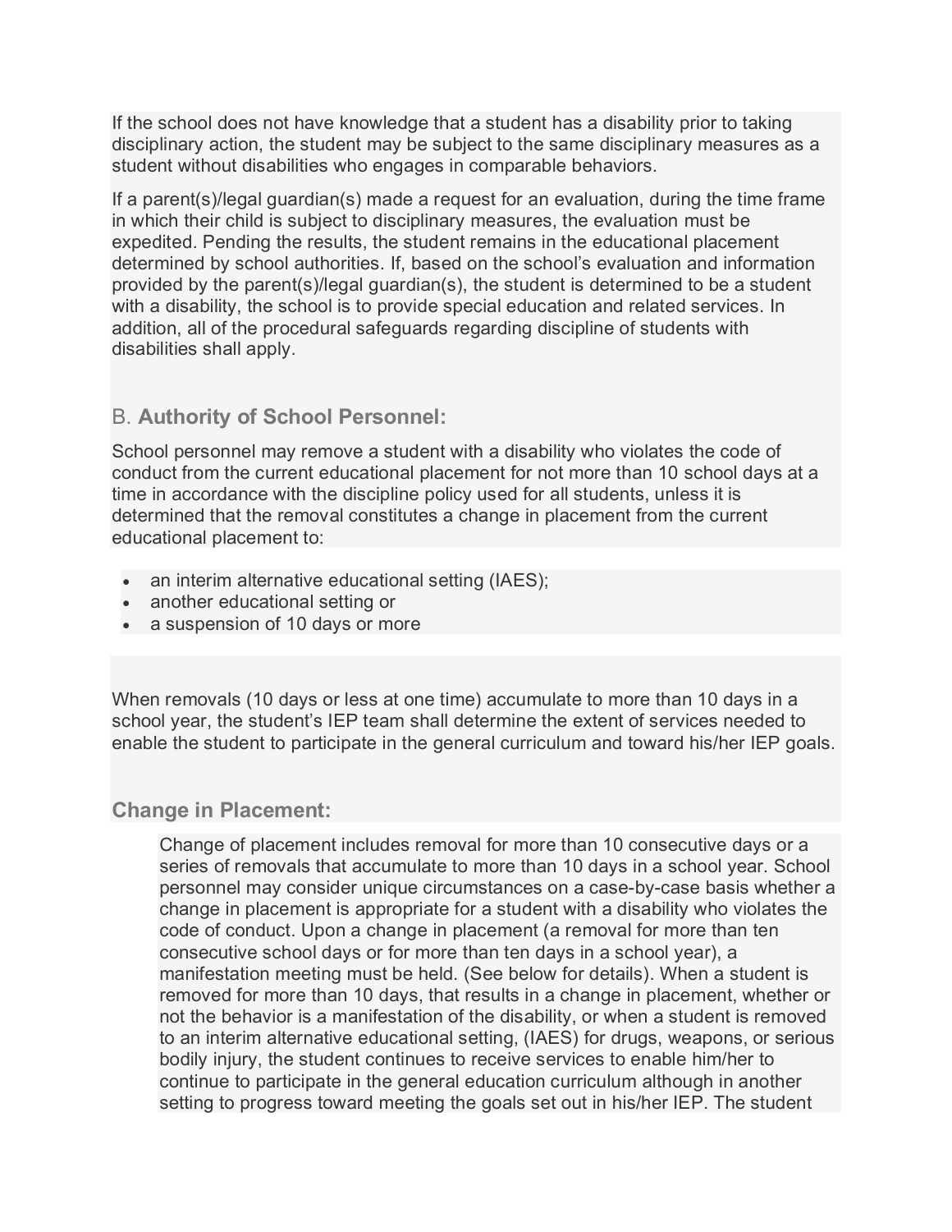If the school does not have knowledge that a student has a disability prior to taking disciplinary action, the student may be subject to the same disciplinary measures as a student without disabilities who engages in comparable behaviors.

If a parent(s)/legal guardian(s) made a request for an evaluation, during the time frame in which their child is subject to disciplinary measures, the evaluation must be expedited. Pending the results, the student remains in the educational placement determined by school authorities. If, based on the school's evaluation and information provided by the parent(s)/legal guardian(s), the student is determined to be a student with a disability, the school is to provide special education and related services. In addition, all of the procedural safeguards regarding discipline of students with disabilities shall apply.

## B. **Authority of School Personnel:**

School personnel may remove a student with a disability who violates the code of conduct from the current educational placement for not more than 10 school days at a time in accordance with the discipline policy used for all students, unless it is determined that the removal constitutes a change in placement from the current educational placement to:

- an interim alternative educational setting (IAES);
- another educational setting or
- a suspension of 10 days or more

When removals (10 days or less at one time) accumulate to more than 10 days in a school year, the student's IEP team shall determine the extent of services needed to enable the student to participate in the general curriculum and toward his/her IEP goals.

## **Change in Placement:**

Change of placement includes removal for more than 10 consecutive days or a series of removals that accumulate to more than 10 days in a school year. School personnel may consider unique circumstances on a case-by-case basis whether a change in placement is appropriate for a student with a disability who violates the code of conduct. Upon a change in placement (a removal for more than ten consecutive school days or for more than ten days in a school year), a manifestation meeting must be held. (See below for details). When a student is removed for more than 10 days, that results in a change in placement, whether or not the behavior is a manifestation of the disability, or when a student is removed to an interim alternative educational setting, (IAES) for drugs, weapons, or serious bodily injury, the student continues to receive services to enable him/her to continue to participate in the general education curriculum although in another setting to progress toward meeting the goals set out in his/her IEP. The student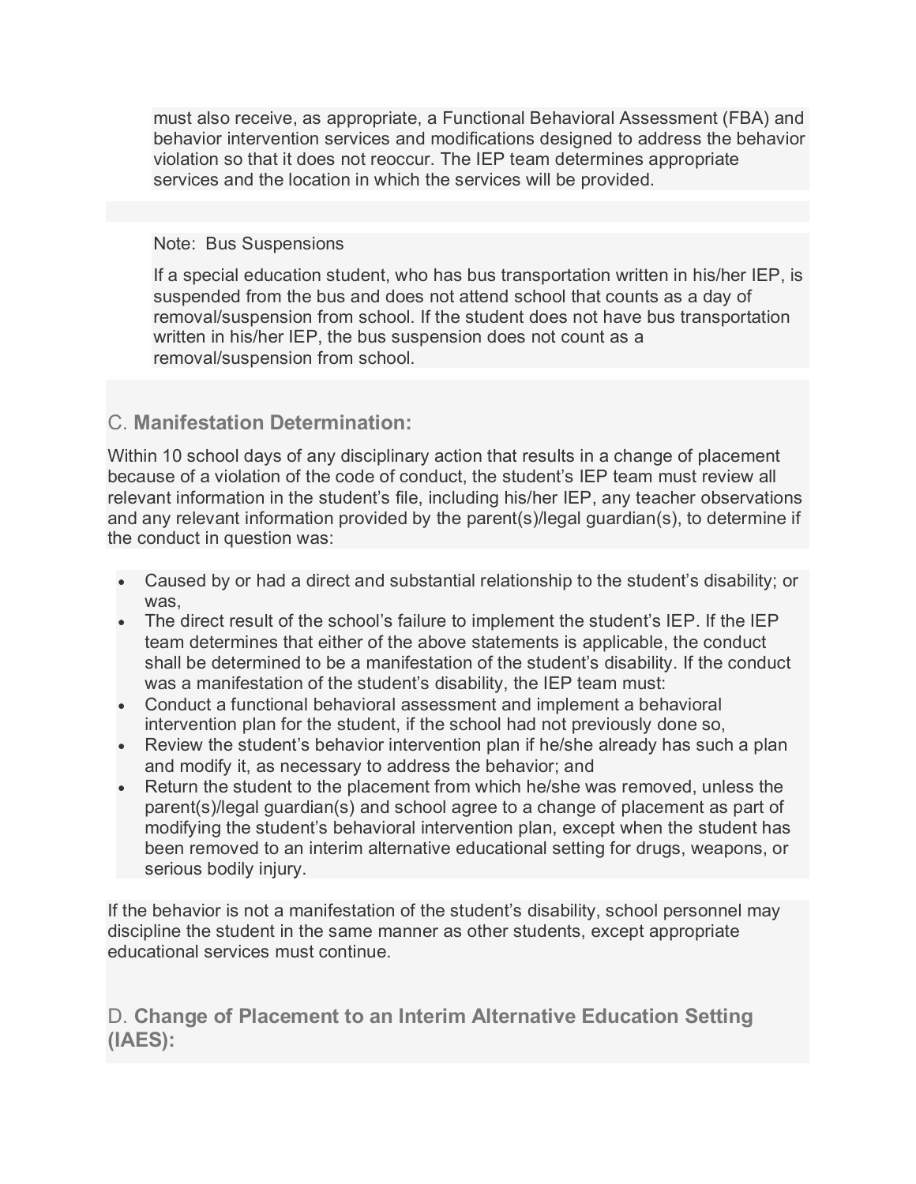must also receive, as appropriate, a Functional Behavioral Assessment (FBA) and behavior intervention services and modifications designed to address the behavior violation so that it does not reoccur. The IEP team determines appropriate services and the location in which the services will be provided.

Note: Bus Suspensions

If a special education student, who has bus transportation written in his/her IEP, is suspended from the bus and does not attend school that counts as a day of removal/suspension from school. If the student does not have bus transportation written in his/her IEP, the bus suspension does not count as a removal/suspension from school.

## C. **Manifestation Determination:**

Within 10 school days of any disciplinary action that results in a change of placement because of a violation of the code of conduct, the student's IEP team must review all relevant information in the student's file, including his/her IEP, any teacher observations and any relevant information provided by the parent(s)/legal guardian(s), to determine if the conduct in question was:

- Caused by or had a direct and substantial relationship to the student's disability; or was,
- The direct result of the school's failure to implement the student's IEP. If the IEP team determines that either of the above statements is applicable, the conduct shall be determined to be a manifestation of the student's disability. If the conduct was a manifestation of the student's disability, the IEP team must:
- Conduct a functional behavioral assessment and implement a behavioral intervention plan for the student, if the school had not previously done so,
- Review the student's behavior intervention plan if he/she already has such a plan and modify it, as necessary to address the behavior; and
- Return the student to the placement from which he/she was removed, unless the parent(s)/legal guardian(s) and school agree to a change of placement as part of modifying the student's behavioral intervention plan, except when the student has been removed to an interim alternative educational setting for drugs, weapons, or serious bodily injury.

If the behavior is not a manifestation of the student's disability, school personnel may discipline the student in the same manner as other students, except appropriate educational services must continue.

## D. **Change of Placement to an Interim Alternative Education Setting (IAES):**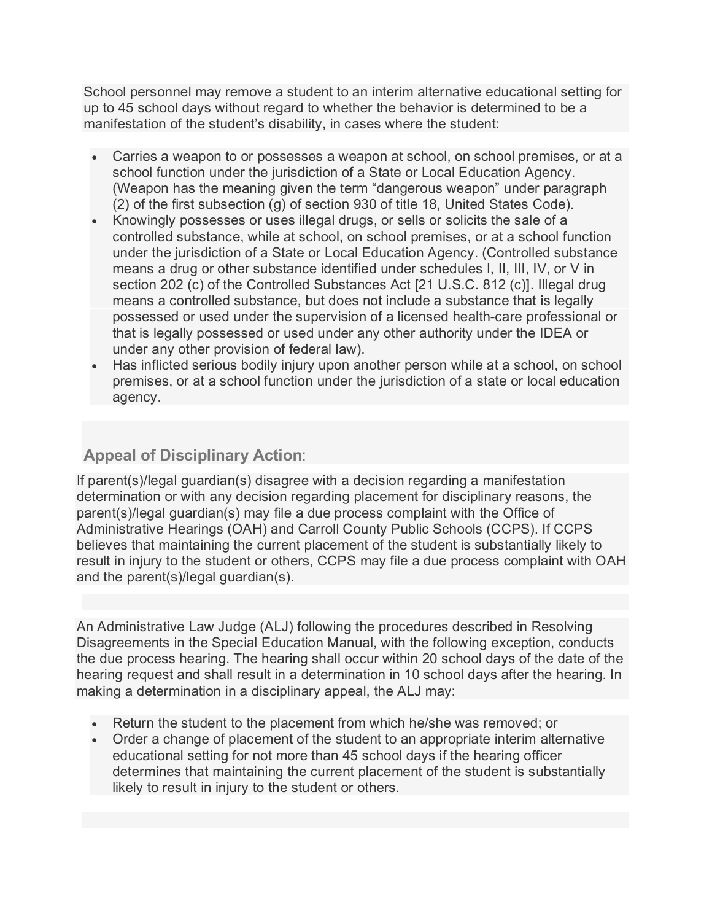School personnel may remove a student to an interim alternative educational setting for up to 45 school days without regard to whether the behavior is determined to be a manifestation of the student's disability, in cases where the student:

- Carries a weapon to or possesses a weapon at school, on school premises, or at a school function under the jurisdiction of a State or Local Education Agency. (Weapon has the meaning given the term "dangerous weapon" under paragraph (2) of the first subsection (g) of section 930 of title 18, United States Code).
- Knowingly possesses or uses illegal drugs, or sells or solicits the sale of a controlled substance, while at school, on school premises, or at a school function under the jurisdiction of a State or Local Education Agency. (Controlled substance means a drug or other substance identified under schedules I, II, III, IV, or V in section 202 (c) of the Controlled Substances Act [21 U.S.C. 812 (c)]. Illegal drug means a controlled substance, but does not include a substance that is legally possessed or used under the supervision of a licensed health-care professional or that is legally possessed or used under any other authority under the IDEA or under any other provision of federal law).
- Has inflicted serious bodily injury upon another person while at a school, on school premises, or at a school function under the jurisdiction of a state or local education agency.

## Appeal of Disciplinary Action:

If parent(s)/legal guardian(s) disagree with a decision regarding a manifestation determination or with any decision regarding placement for disciplinary reasons, the parent(s)/legal guardian(s) may file a due process complaint with the Office of Administrative Hearings (OAH) and Carroll County Public Schools (CCPS). If CCPS believes that maintaining the current placement of the student is substantially likely to result in injury to the student or others, CCPS may file a due process complaint with OAH and the parent(s)/legal guardian(s).

An Administrative Law Judge (ALJ) following the procedures described in Resolving Disagreements in the Special Education Manual, with the following exception, conducts the due process hearing. The hearing shall occur within 20 school days of the date of the hearing request and shall result in a determination in 10 school days after the hearing. In making a determination in a disciplinary appeal, the ALJ may:

- Return the student to the placement from which he/she was removed; or
- Order a change of placement of the student to an appropriate interim alternative educational setting for not more than 45 school days if the hearing officer determines that maintaining the current placement of the student is substantially likely to result in injury to the student or others.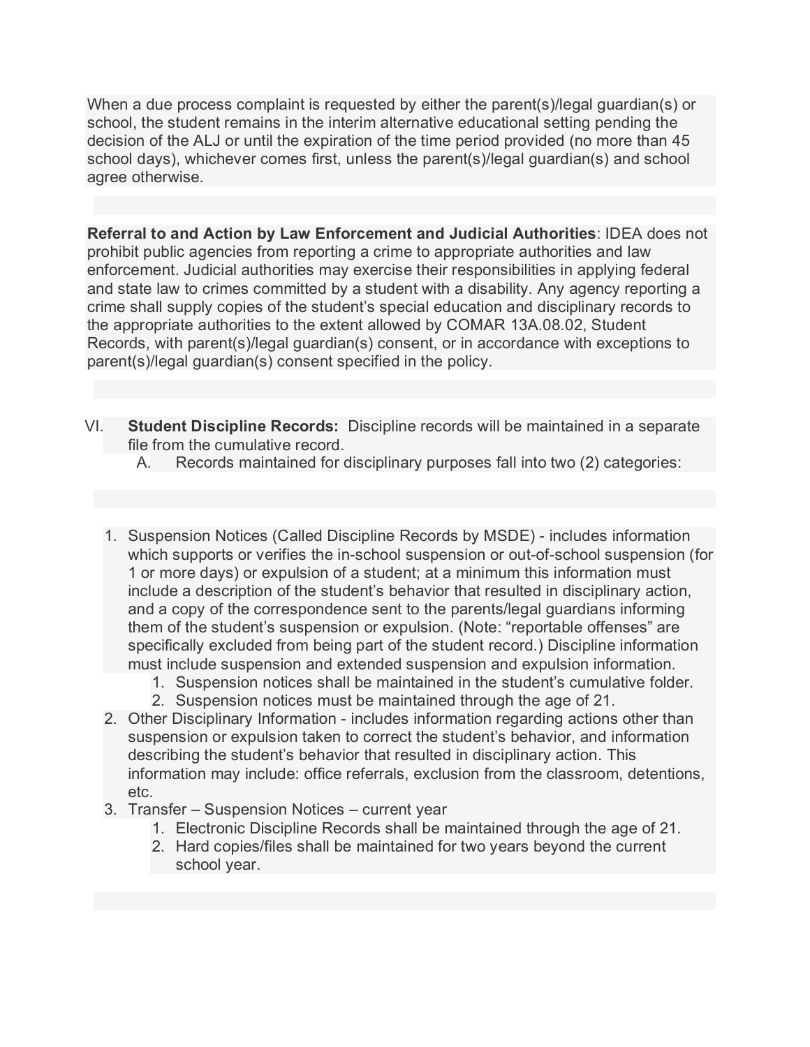When a due process complaint is requested by either the parent(s)/legal guardian(s) or school, the student remains in the interim alternative educational setting pending the decision of the ALJ or until the expiration of the time period provided (no more than 45 school days), whichever comes first, unless the parent(s)/legal guardian(s) and school agree otherwise.

**Referral to and Action by Law Enforcement and Judicial Authorities**: IDEA does not prohibit public agencies from reporting a crime to appropriate authorities and law enforcement. Judicial authorities may exercise their responsibilities in applying federal and state law to crimes committed by a student with a disability. Any agency reporting a crime shall supply copies of the student's special education and disciplinary records to the appropriate authorities to the extent allowed by COMAR 13A.08.02, Student Records, with parent(s)/legal guardian(s) consent, or in accordance with exceptions to parent(s)/legal guardian(s) consent specified in the policy.

VI. **Student Discipline Records:** Discipline records will be maintained in a separate file from the cumulative record.

A. Records maintained for disciplinary purposes fall into two (2) categories:

1. Suspension Notices (Called Discipline Records by MSDE) - includes information which supports or verifies the in-school suspension or out-of-school suspension (for 1 or more days) or expulsion of a student; at a minimum this information must include a description of the student's behavior that resulted in disciplinary action, and a copy of the correspondence sent to the parents/legal guardians informing them of the student's suspension or expulsion. (Note: "reportable offenses" are specifically excluded from being part of the student record.) Discipline information must include suspension and extended suspension and expulsion information.
    1. Suspension notices shall be maintained in the student's cumulative folder.
    2. Suspension notices must be maintained through the age of 21.
2. Other Disciplinary Information - includes information regarding actions other than suspension or expulsion taken to correct the student's behavior, and information describing the student's behavior that resulted in disciplinary action. This information may include: office referrals, exclusion from the classroom, detentions, etc.
3. Transfer – Suspension Notices – current year
    1. Electronic Discipline Records shall be maintained through the age of 21.
    2. Hard copies/files shall be maintained for two years beyond the current school year.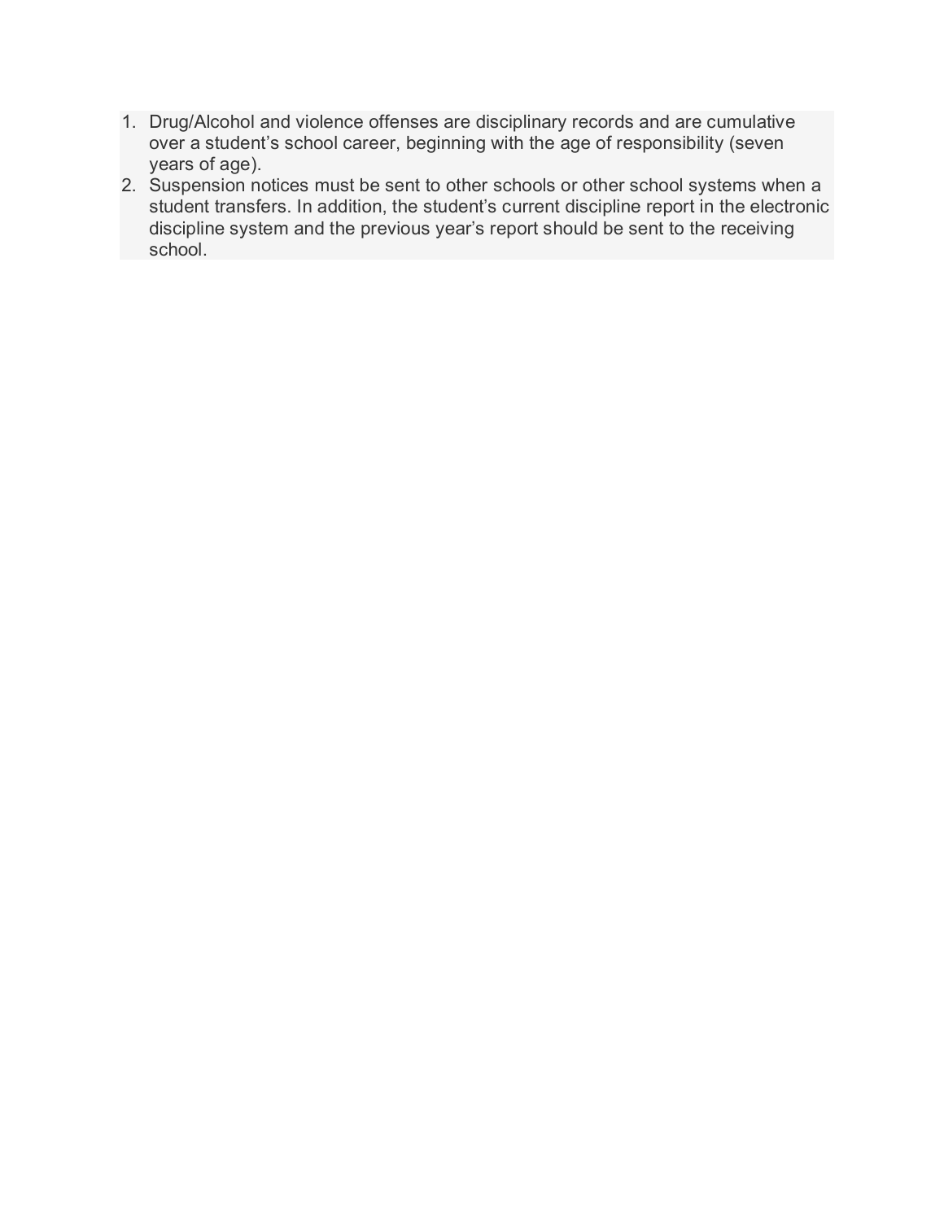1. Drug/Alcohol and violence offenses are disciplinary records and are cumulative over a student's school career, beginning with the age of responsibility (seven years of age).
2. Suspension notices must be sent to other schools or other school systems when a student transfers. In addition, the student's current discipline report in the electronic discipline system and the previous year's report should be sent to the receiving school.